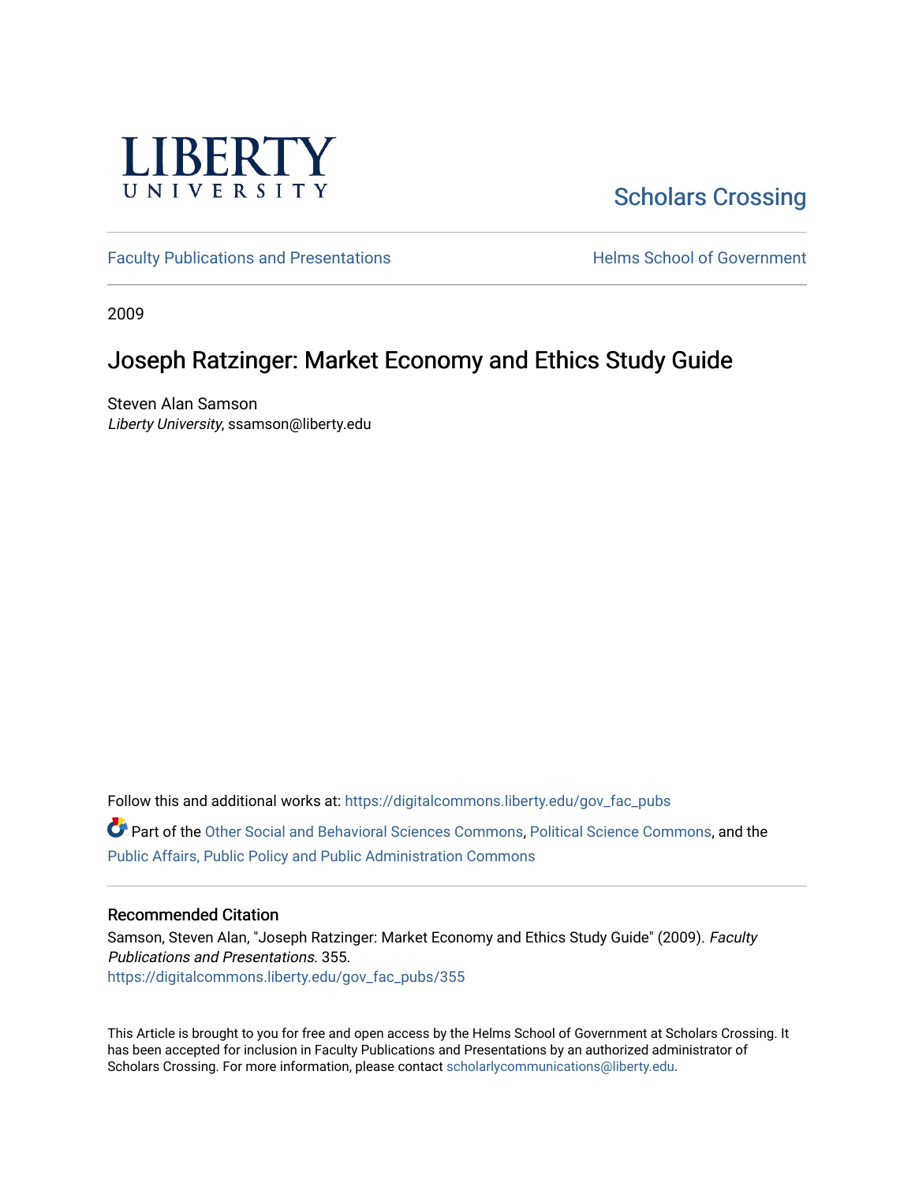Liberty University

Scholars Crossing

Faculty Publications and Presentations

Helms School of Government

2009

# Joseph Ratzinger: Market Economy and Ethics Study Guide

Steven Alan Samson
*Liberty University*, ssamson@liberty.edu

Follow this and additional works at: https://digitalcommons.liberty.edu/gov_fac_pubs

Part of the Other Social and Behavioral Sciences Commons, Political Science Commons, and the Public Affairs, Public Policy and Public Administration Commons

## Recommended Citation

Samson, Steven Alan, "Joseph Ratzinger: Market Economy and Ethics Study Guide" (2009). *Faculty Publications and Presentations*. 355.
https://digitalcommons.liberty.edu/gov_fac_pubs/355

This Article is brought to you for free and open access by the Helms School of Government at Scholars Crossing. It has been accepted for inclusion in Faculty Publications and Presentations by an authorized administrator of Scholars Crossing. For more information, please contact scholarlycommunications@liberty.edu.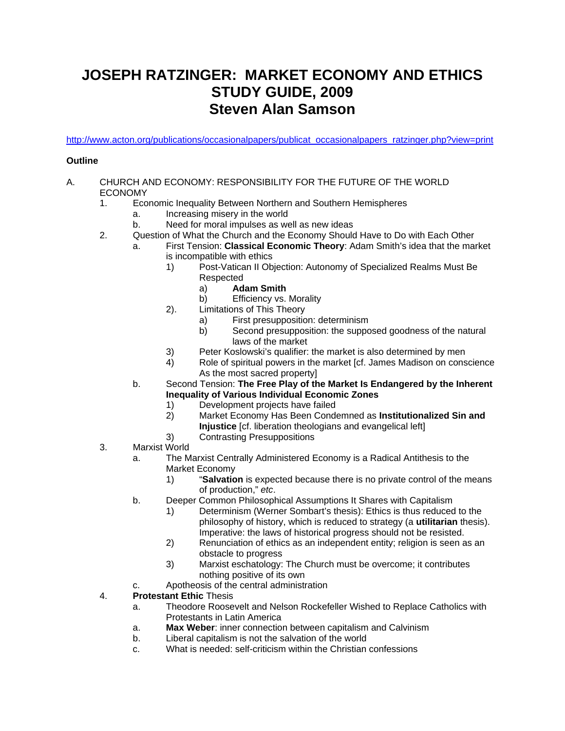# JOSEPH RATZINGER: MARKET ECONOMY AND ETHICS STUDY GUIDE, 2009 Steven Alan Samson

http://www.acton.org/publications/occasionalpapers/publicat_occasionalpapers_ratzinger.php?view=print

**Outline**

A. CHURCH AND ECONOMY: RESPONSIBILITY FOR THE FUTURE OF THE WORLD ECONOMY
   1. Economic Inequality Between Northern and Southern Hemispheres
      a. Increasing misery in the world
      b. Need for moral impulses as well as new ideas
   2. Question of What the Church and the Economy Should Have to Do with Each Other
      a. First Tension: **Classical Economic Theory**: Adam Smith's idea that the market is incompatible with ethics
         1) Post-Vatican II Objection: Autonomy of Specialized Realms Must Be Respected
            a) **Adam Smith**
            b) Efficiency vs. Morality
         2). Limitations of This Theory
            a) First presupposition: determinism
            b) Second presupposition: the supposed goodness of the natural laws of the market
         3) Peter Koslowski's qualifier: the market is also determined by men
         4) Role of spiritual powers in the market [cf. James Madison on conscience As the most sacred property]
      b. Second Tension: **The Free Play of the Market Is Endangered by the Inherent Inequality of Various Individual Economic Zones**
         1) Development projects have failed
         2) Market Economy Has Been Condemned as **Institutionalized Sin and Injustice** [cf. liberation theologians and evangelical left]
         3) Contrasting Presuppositions
   3. Marxist World
      a. The Marxist Centrally Administered Economy is a Radical Antithesis to the Market Economy
         1) "**Salvation** is expected because there is no private control of the means of production," *etc*.
      b. Deeper Common Philosophical Assumptions It Shares with Capitalism
         1) Determinism (Werner Sombart's thesis): Ethics is thus reduced to the philosophy of history, which is reduced to strategy (a **utilitarian** thesis). Imperative: the laws of historical progress should not be resisted.
         2) Renunciation of ethics as an independent entity; religion is seen as an obstacle to progress
         3) Marxist eschatology: The Church must be overcome; it contributes nothing positive of its own
      c. Apotheosis of the central administration
   4. **Protestant Ethic** Thesis
      a. Theodore Roosevelt and Nelson Rockefeller Wished to Replace Catholics with Protestants in Latin America
      a. **Max Weber**: inner connection between capitalism and Calvinism
      b. Liberal capitalism is not the salvation of the world
      c. What is needed: self-criticism within the Christian confessions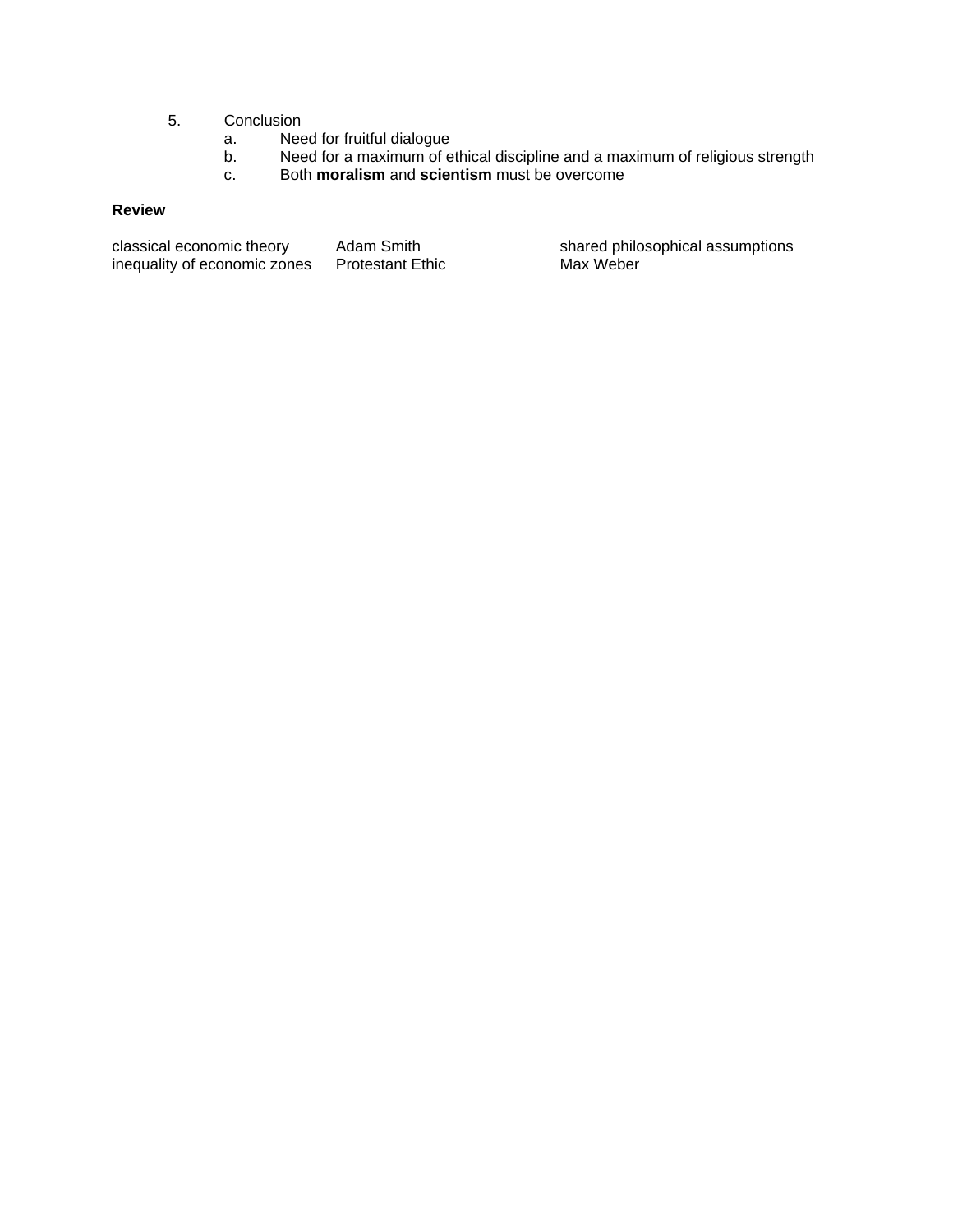5. Conclusion
   a. Need for fruitful dialogue
   b. Need for a maximum of ethical discipline and a maximum of religious strength
   c. Both **moralism** and **scientism** must be overcome

**Review**

| | | |
|---|---|---|
| classical economic theory | Adam Smith | shared philosophical assumptions |
| inequality of economic zones | Protestant Ethic | Max Weber |